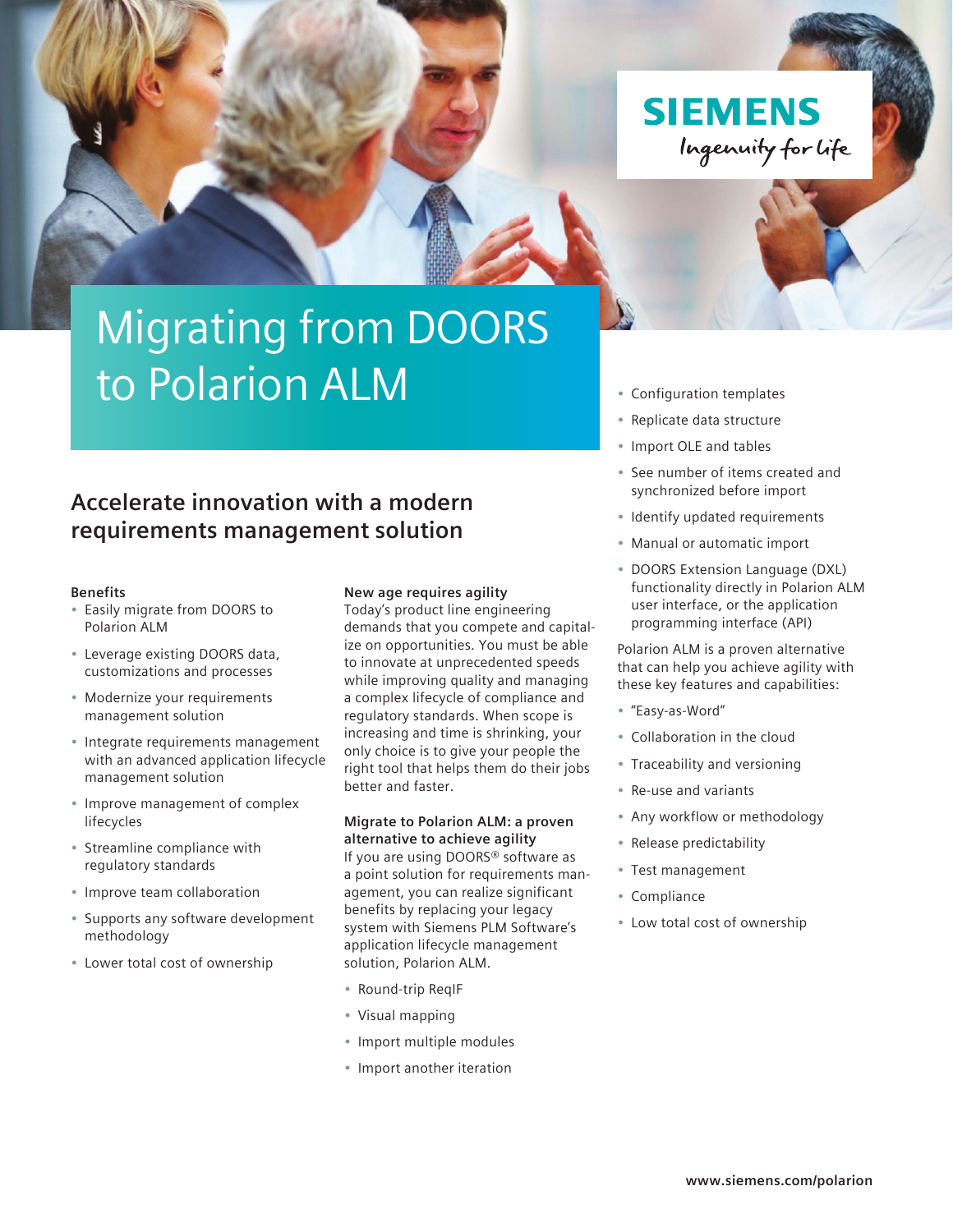SIEMENS

Ingenuity for life

# Migrating from DOORS to Polarion ALM

## Accelerate innovation with a modern requirements management solution

**Benefits**

- Easily migrate from DOORS to Polarion ALM
- Leverage existing DOORS data, customizations and processes
- Modernize your requirements management solution
- Integrate requirements management with an advanced application lifecycle management solution
- Improve management of complex lifecycles
- Streamline compliance with regulatory standards
- Improve team collaboration
- Supports any software development methodology
- Lower total cost of ownership

**New age requires agility**

Today's product line engineering demands that you compete and capitalize on opportunities. You must be able to innovate at unprecedented speeds while improving quality and managing a complex lifecycle of compliance and regulatory standards. When scope is increasing and time is shrinking, your only choice is to give your people the right tool that helps them do their jobs better and faster.

**Migrate to Polarion ALM: a proven alternative to achieve agility**

If you are using DOORS® software as a point solution for requirements management, you can realize significant benefits by replacing your legacy system with Siemens PLM Software's application lifecycle management solution, Polarion ALM.

- Round-trip ReqIF
- Visual mapping
- Import multiple modules
- Import another iteration
- Configuration templates
- Replicate data structure
- Import OLE and tables
- See number of items created and synchronized before import
- Identify updated requirements
- Manual or automatic import
- DOORS Extension Language (DXL) functionality directly in Polarion ALM user interface, or the application programming interface (API)

Polarion ALM is a proven alternative that can help you achieve agility with these key features and capabilities:

- "Easy-as-Word"
- Collaboration in the cloud
- Traceability and versioning
- Re-use and variants
- Any workflow or methodology
- Release predictability
- Test management
- Compliance
- Low total cost of ownership

www.siemens.com/polarion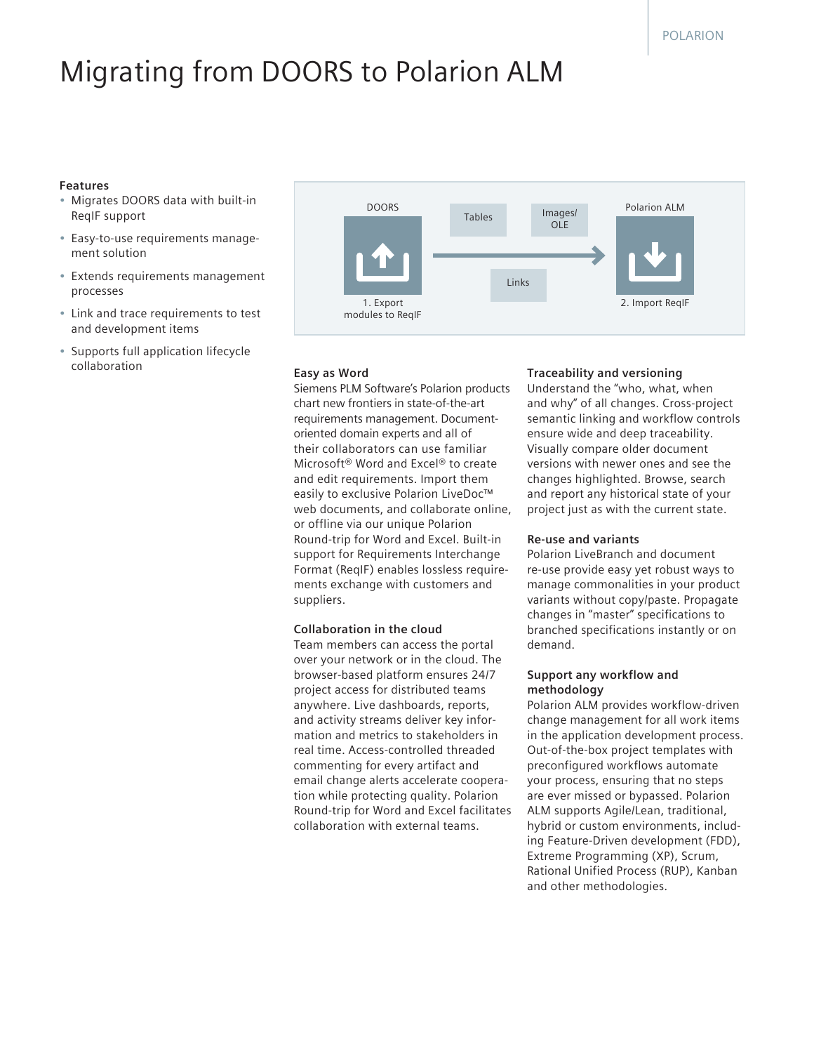# Migrating from DOORS to Polarion ALM

**Features**

- Migrates DOORS data with built-in ReqIF support
- Easy-to-use requirements management solution
- Extends requirements management processes
- Link and trace requirements to test and development items
- Supports full application lifecycle collaboration

DOORS

Tables

Images/ OLE

Polarion ALM

Links

1. Export modules to ReqIF

2. Import ReqIF

**Easy as Word**

Siemens PLM Software's Polarion products chart new frontiers in state-of-the-art requirements management. Document-oriented domain experts and all of their collaborators can use familiar Microsoft® Word and Excel® to create and edit requirements. Import them easily to exclusive Polarion LiveDoc™ web documents, and collaborate online, or offline via our unique Polarion Round-trip for Word and Excel. Built-in support for Requirements Interchange Format (ReqIF) enables lossless requirements exchange with customers and suppliers.

**Collaboration in the cloud**

Team members can access the portal over your network or in the cloud. The browser-based platform ensures 24/7 project access for distributed teams anywhere. Live dashboards, reports, and activity streams deliver key information and metrics to stakeholders in real time. Access-controlled threaded commenting for every artifact and email change alerts accelerate cooperation while protecting quality. Polarion Round-trip for Word and Excel facilitates collaboration with external teams.

**Traceability and versioning**

Understand the "who, what, when and why" of all changes. Cross-project semantic linking and workflow controls ensure wide and deep traceability. Visually compare older document versions with newer ones and see the changes highlighted. Browse, search and report any historical state of your project just as with the current state.

**Re-use and variants**

Polarion LiveBranch and document re-use provide easy yet robust ways to manage commonalities in your product variants without copy/paste. Propagate changes in "master" specifications to branched specifications instantly or on demand.

**Support any workflow and methodology**

Polarion ALM provides workflow-driven change management for all work items in the application development process. Out-of-the-box project templates with preconfigured workflows automate your process, ensuring that no steps are ever missed or bypassed. Polarion ALM supports Agile/Lean, traditional, hybrid or custom environments, including Feature-Driven development (FDD), Extreme Programming (XP), Scrum, Rational Unified Process (RUP), Kanban and other methodologies.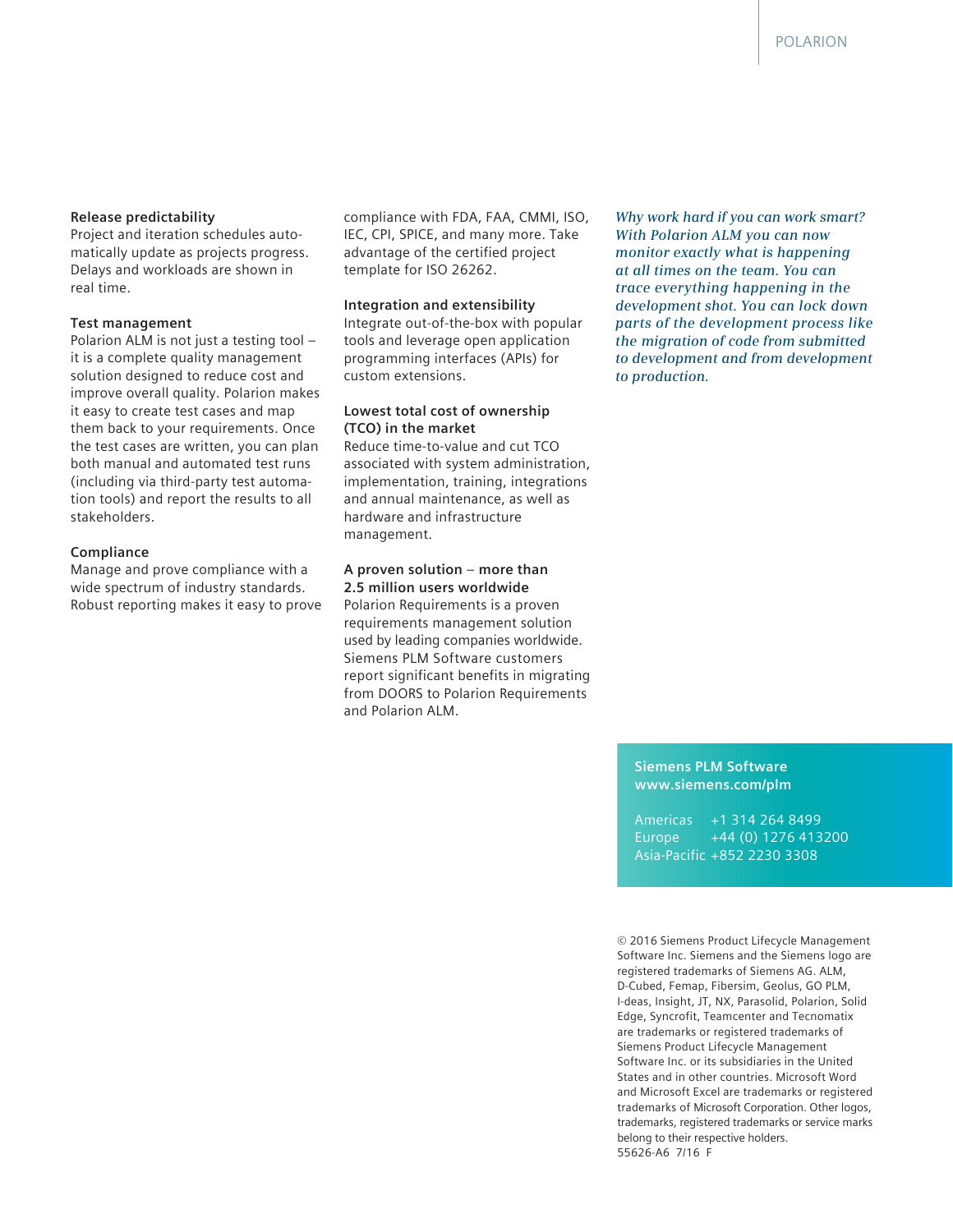**Release predictability**
Project and iteration schedules automatically update as projects progress. Delays and workloads are shown in real time.

**Test management**
Polarion ALM is not just a testing tool – it is a complete quality management solution designed to reduce cost and improve overall quality. Polarion makes it easy to create test cases and map them back to your requirements. Once the test cases are written, you can plan both manual and automated test runs (including via third-party test automation tools) and report the results to all stakeholders.

**Compliance**
Manage and prove compliance with a wide spectrum of industry standards. Robust reporting makes it easy to prove compliance with FDA, FAA, CMMI, ISO, IEC, CPI, SPICE, and many more. Take advantage of the certified project template for ISO 26262.

**Integration and extensibility**
Integrate out-of-the-box with popular tools and leverage open application programming interfaces (APIs) for custom extensions.

**Lowest total cost of ownership (TCO) in the market**
Reduce time-to-value and cut TCO associated with system administration, implementation, training, integrations and annual maintenance, as well as hardware and infrastructure management.

**A proven solution – more than 2.5 million users worldwide**
Polarion Requirements is a proven requirements management solution used by leading companies worldwide. Siemens PLM Software customers report significant benefits in migrating from DOORS to Polarion Requirements and Polarion ALM.

*Why work hard if you can work smart? With Polarion ALM you can now monitor exactly what is happening at all times on the team. You can trace everything happening in the development shot. You can lock down parts of the development process like the migration of code from submitted to development and from development to production.*

**Siemens PLM Software**
**www.siemens.com/plm**

Americas +1 314 264 8499
Europe +44 (0) 1276 413200
Asia-Pacific +852 2230 3308

© 2016 Siemens Product Lifecycle Management Software Inc. Siemens and the Siemens logo are registered trademarks of Siemens AG. ALM, D-Cubed, Femap, Fibersim, Geolus, GO PLM, I-deas, Insight, JT, NX, Parasolid, Polarion, Solid Edge, Syncrofit, Teamcenter and Tecnomatix are trademarks or registered trademarks of Siemens Product Lifecycle Management Software Inc. or its subsidiaries in the United States and in other countries. Microsoft Word and Microsoft Excel are trademarks or registered trademarks of Microsoft Corporation. Other logos, trademarks, registered trademarks or service marks belong to their respective holders.
55626-A6 7/16 F